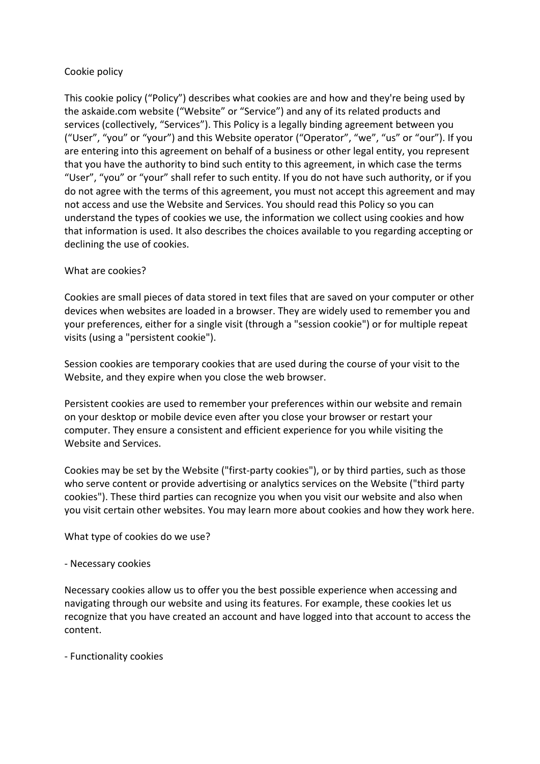# Cookie policy

This cookie policy ("Policy") describes what cookies are and how and they're being used by the askaide.com website ("Website" or "Service") and any of its related products and services (collectively, "Services"). This Policy is a legally binding agreement between you ("User", "you" or "your") and this Website operator ("Operator", "we", "us" or "our"). If you are entering into this agreement on behalf of a business or other legal entity, you represent that you have the authority to bind such entity to this agreement, in which case the terms "User", "you" or "your" shall refer to such entity. If you do not have such authority, or if you do not agree with the terms of this agreement, you must not accept this agreement and may not access and use the Website and Services. You should read this Policy so you can understand the types of cookies we use, the information we collect using cookies and how that information is used. It also describes the choices available to you regarding accepting or declining the use of cookies.

## What are cookies?

Cookies are small pieces of data stored in text files that are saved on your computer or other devices when websites are loaded in a browser. They are widely used to remember you and your preferences, either for a single visit (through a "session cookie") or for multiple repeat visits (using a "persistent cookie").

Session cookies are temporary cookies that are used during the course of your visit to the Website, and they expire when you close the web browser.

Persistent cookies are used to remember your preferences within our website and remain on your desktop or mobile device even after you close your browser or restart your computer. They ensure a consistent and efficient experience for you while visiting the Website and Services.

Cookies may be set by the Website ("first-party cookies"), or by third parties, such as those who serve content or provide advertising or analytics services on the Website ("third party cookies"). These third parties can recognize you when you visit our website and also when you visit certain other websites. You may learn more about cookies and how they work here.

## What type of cookies do we use?

- Necessary cookies

Necessary cookies allow us to offer you the best possible experience when accessing and navigating through our website and using its features. For example, these cookies let us recognize that you have created an account and have logged into that account to access the content.

- Functionality cookies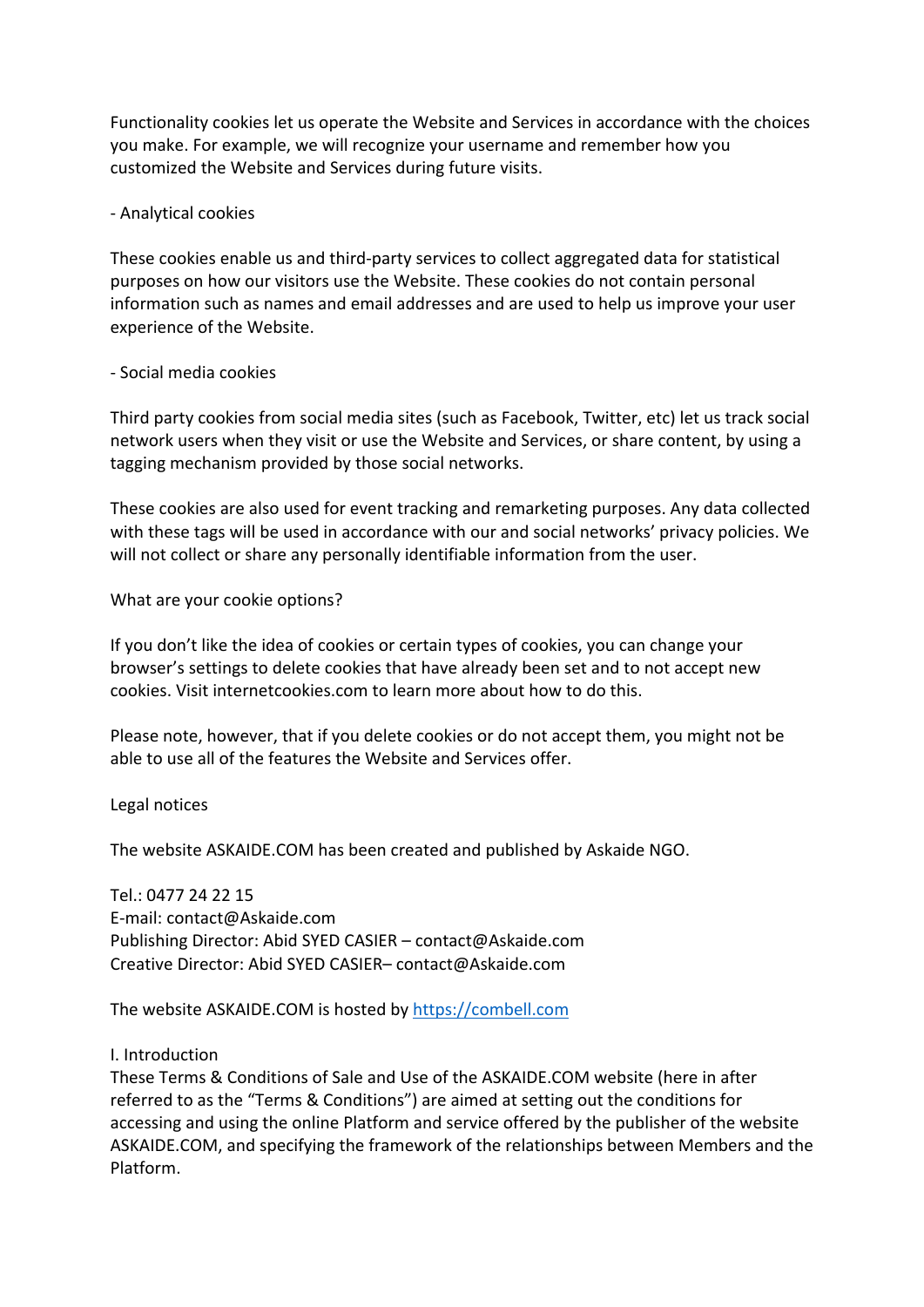Functionality cookies let us operate the Website and Services in accordance with the choices you make. For example, we will recognize your username and remember how you customized the Website and Services during future visits.

- Analytical cookies

These cookies enable us and third-party services to collect aggregated data for statistical purposes on how our visitors use the Website. These cookies do not contain personal information such as names and email addresses and are used to help us improve your user experience of the Website.

- Social media cookies

Third party cookies from social media sites (such as Facebook, Twitter, etc) let us track social network users when they visit or use the Website and Services, or share content, by using a tagging mechanism provided by those social networks.

These cookies are also used for event tracking and remarketing purposes. Any data collected with these tags will be used in accordance with our and social networks' privacy policies. We will not collect or share any personally identifiable information from the user.

What are your cookie options?

If you don't like the idea of cookies or certain types of cookies, you can change your browser's settings to delete cookies that have already been set and to not accept new cookies. Visit internetcookies.com to learn more about how to do this.

Please note, however, that if you delete cookies or do not accept them, you might not be able to use all of the features the Website and Services offer.

Legal notices

The website ASKAIDE.COM has been created and published by Askaide NGO.

Tel.: 0477 24 22 15
E-mail: contact@Askaide.com
Publishing Director: Abid SYED CASIER – contact@Askaide.com
Creative Director: Abid SYED CASIER– contact@Askaide.com

The website ASKAIDE.COM is hosted by [https://combell.com](https://combell.com)

I. Introduction
These Terms & Conditions of Sale and Use of the ASKAIDE.COM website (here in after referred to as the "Terms & Conditions") are aimed at setting out the conditions for accessing and using the online Platform and service offered by the publisher of the website ASKAIDE.COM, and specifying the framework of the relationships between Members and the Platform.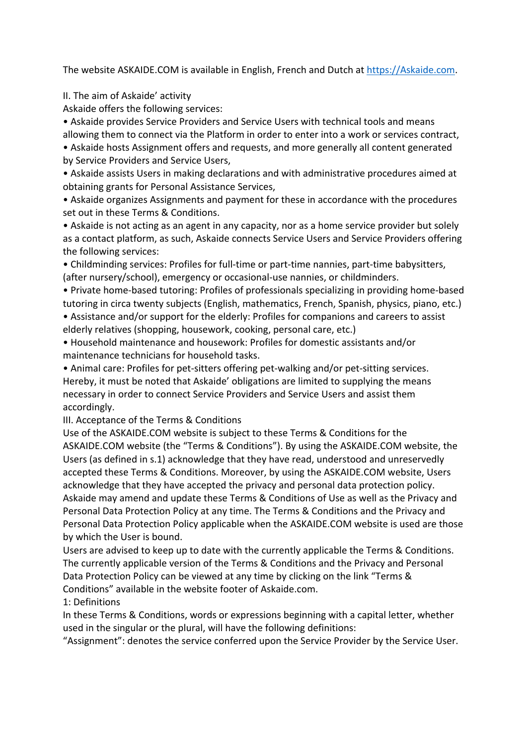The website ASKAIDE.COM is available in English, French and Dutch at https://Askaide.com.

II. The aim of Askaide' activity

Askaide offers the following services:

- Askaide provides Service Providers and Service Users with technical tools and means allowing them to connect via the Platform in order to enter into a work or services contract,
- Askaide hosts Assignment offers and requests, and more generally all content generated by Service Providers and Service Users,
- Askaide assists Users in making declarations and with administrative procedures aimed at obtaining grants for Personal Assistance Services,
- Askaide organizes Assignments and payment for these in accordance with the procedures set out in these Terms & Conditions.
- Askaide is not acting as an agent in any capacity, nor as a home service provider but solely as a contact platform, as such, Askaide connects Service Users and Service Providers offering the following services:
- Childminding services: Profiles for full-time or part-time nannies, part-time babysitters, (after nursery/school), emergency or occasional-use nannies, or childminders.
- Private home-based tutoring: Profiles of professionals specializing in providing home-based tutoring in circa twenty subjects (English, mathematics, French, Spanish, physics, piano, etc.)
- Assistance and/or support for the elderly: Profiles for companions and careers to assist elderly relatives (shopping, housework, cooking, personal care, etc.)
- Household maintenance and housework: Profiles for domestic assistants and/or maintenance technicians for household tasks.
- Animal care: Profiles for pet-sitters offering pet-walking and/or pet-sitting services.

Hereby, it must be noted that Askaide' obligations are limited to supplying the means necessary in order to connect Service Providers and Service Users and assist them accordingly.

III. Acceptance of the Terms & Conditions

Use of the ASKAIDE.COM website is subject to these Terms & Conditions for the ASKAIDE.COM website (the "Terms & Conditions"). By using the ASKAIDE.COM website, the Users (as defined in s.1) acknowledge that they have read, understood and unreservedly accepted these Terms & Conditions. Moreover, by using the ASKAIDE.COM website, Users acknowledge that they have accepted the privacy and personal data protection policy. Askaide may amend and update these Terms & Conditions of Use as well as the Privacy and Personal Data Protection Policy at any time. The Terms & Conditions and the Privacy and Personal Data Protection Policy applicable when the ASKAIDE.COM website is used are those by which the User is bound.

Users are advised to keep up to date with the currently applicable the Terms & Conditions. The currently applicable version of the Terms & Conditions and the Privacy and Personal Data Protection Policy can be viewed at any time by clicking on the link "Terms & Conditions" available in the website footer of Askaide.com.

1: Definitions

In these Terms & Conditions, words or expressions beginning with a capital letter, whether used in the singular or the plural, will have the following definitions:

"Assignment": denotes the service conferred upon the Service Provider by the Service User.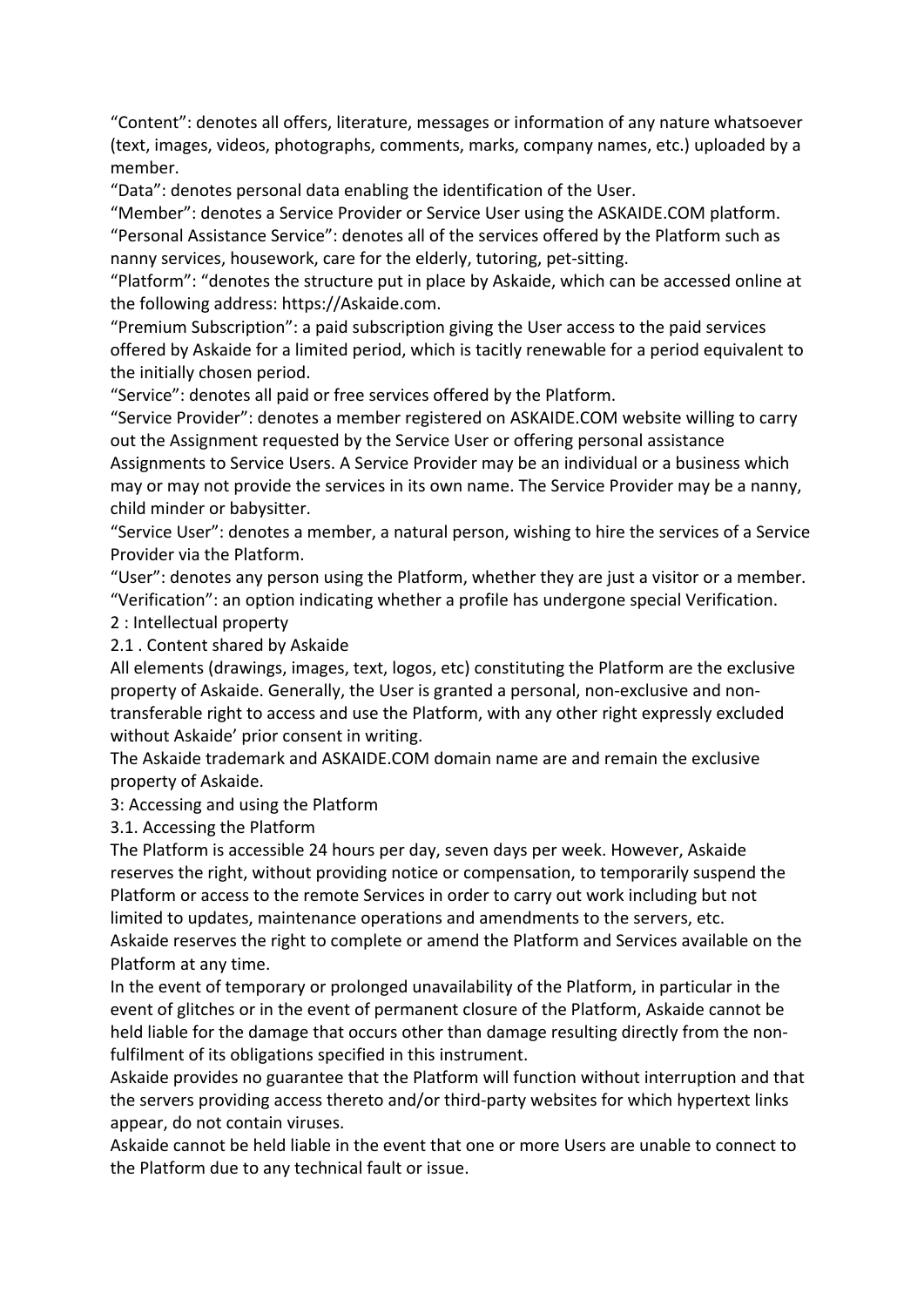"Content": denotes all offers, literature, messages or information of any nature whatsoever (text, images, videos, photographs, comments, marks, company names, etc.) uploaded by a member.

"Data": denotes personal data enabling the identification of the User.

"Member": denotes a Service Provider or Service User using the ASKAIDE.COM platform.

"Personal Assistance Service": denotes all of the services offered by the Platform such as nanny services, housework, care for the elderly, tutoring, pet-sitting.

"Platform": "denotes the structure put in place by Askaide, which can be accessed online at the following address: https://Askaide.com.

"Premium Subscription": a paid subscription giving the User access to the paid services offered by Askaide for a limited period, which is tacitly renewable for a period equivalent to the initially chosen period.

"Service": denotes all paid or free services offered by the Platform.

"Service Provider": denotes a member registered on ASKAIDE.COM website willing to carry out the Assignment requested by the Service User or offering personal assistance Assignments to Service Users. A Service Provider may be an individual or a business which may or may not provide the services in its own name. The Service Provider may be a nanny, child minder or babysitter.

"Service User": denotes a member, a natural person, wishing to hire the services of a Service Provider via the Platform.

"User": denotes any person using the Platform, whether they are just a visitor or a member.

"Verification": an option indicating whether a profile has undergone special Verification.

## 2 : Intellectual property

### 2.1 . Content shared by Askaide

All elements (drawings, images, text, logos, etc) constituting the Platform are the exclusive property of Askaide. Generally, the User is granted a personal, non-exclusive and non-transferable right to access and use the Platform, with any other right expressly excluded without Askaide' prior consent in writing.

The Askaide trademark and ASKAIDE.COM domain name are and remain the exclusive property of Askaide.

## 3: Accessing and using the Platform

### 3.1. Accessing the Platform

The Platform is accessible 24 hours per day, seven days per week. However, Askaide reserves the right, without providing notice or compensation, to temporarily suspend the Platform or access to the remote Services in order to carry out work including but not limited to updates, maintenance operations and amendments to the servers, etc.

Askaide reserves the right to complete or amend the Platform and Services available on the Platform at any time.

In the event of temporary or prolonged unavailability of the Platform, in particular in the event of glitches or in the event of permanent closure of the Platform, Askaide cannot be held liable for the damage that occurs other than damage resulting directly from the non-fulfilment of its obligations specified in this instrument.

Askaide provides no guarantee that the Platform will function without interruption and that the servers providing access thereto and/or third-party websites for which hypertext links appear, do not contain viruses.

Askaide cannot be held liable in the event that one or more Users are unable to connect to the Platform due to any technical fault or issue.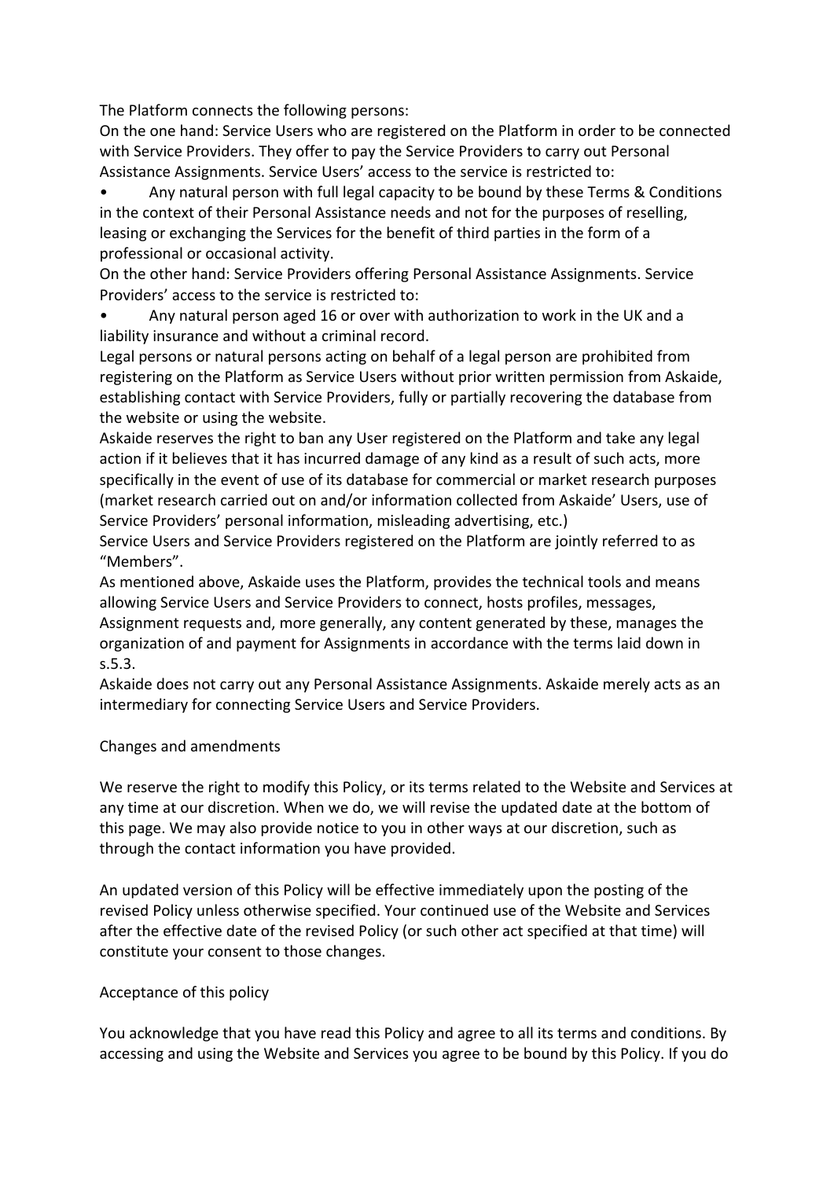The Platform connects the following persons:

On the one hand: Service Users who are registered on the Platform in order to be connected with Service Providers. They offer to pay the Service Providers to carry out Personal Assistance Assignments. Service Users' access to the service is restricted to:

- Any natural person with full legal capacity to be bound by these Terms & Conditions in the context of their Personal Assistance needs and not for the purposes of reselling, leasing or exchanging the Services for the benefit of third parties in the form of a professional or occasional activity.

On the other hand: Service Providers offering Personal Assistance Assignments. Service Providers' access to the service is restricted to:

- Any natural person aged 16 or over with authorization to work in the UK and a liability insurance and without a criminal record.

Legal persons or natural persons acting on behalf of a legal person are prohibited from registering on the Platform as Service Users without prior written permission from Askaide, establishing contact with Service Providers, fully or partially recovering the database from the website or using the website.

Askaide reserves the right to ban any User registered on the Platform and take any legal action if it believes that it has incurred damage of any kind as a result of such acts, more specifically in the event of use of its database for commercial or market research purposes (market research carried out on and/or information collected from Askaide' Users, use of Service Providers' personal information, misleading advertising, etc.)

Service Users and Service Providers registered on the Platform are jointly referred to as "Members".

As mentioned above, Askaide uses the Platform, provides the technical tools and means allowing Service Users and Service Providers to connect, hosts profiles, messages, Assignment requests and, more generally, any content generated by these, manages the organization of and payment for Assignments in accordance with the terms laid down in s.5.3.

Askaide does not carry out any Personal Assistance Assignments. Askaide merely acts as an intermediary for connecting Service Users and Service Providers.

## Changes and amendments

We reserve the right to modify this Policy, or its terms related to the Website and Services at any time at our discretion. When we do, we will revise the updated date at the bottom of this page. We may also provide notice to you in other ways at our discretion, such as through the contact information you have provided.

An updated version of this Policy will be effective immediately upon the posting of the revised Policy unless otherwise specified. Your continued use of the Website and Services after the effective date of the revised Policy (or such other act specified at that time) will constitute your consent to those changes.

## Acceptance of this policy

You acknowledge that you have read this Policy and agree to all its terms and conditions. By accessing and using the Website and Services you agree to be bound by this Policy. If you do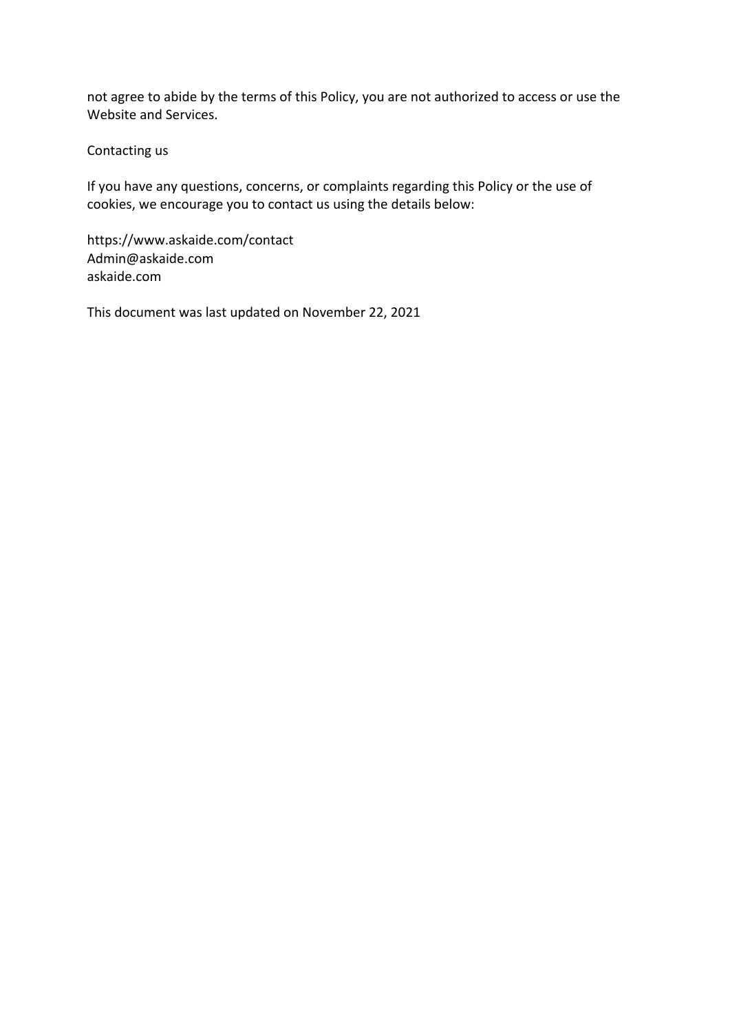not agree to abide by the terms of this Policy, you are not authorized to access or use the Website and Services.

## Contacting us

If you have any questions, concerns, or complaints regarding this Policy or the use of cookies, we encourage you to contact us using the details below:

https://www.askaide.com/contact
Admin@askaide.com
askaide.com

This document was last updated on November 22, 2021